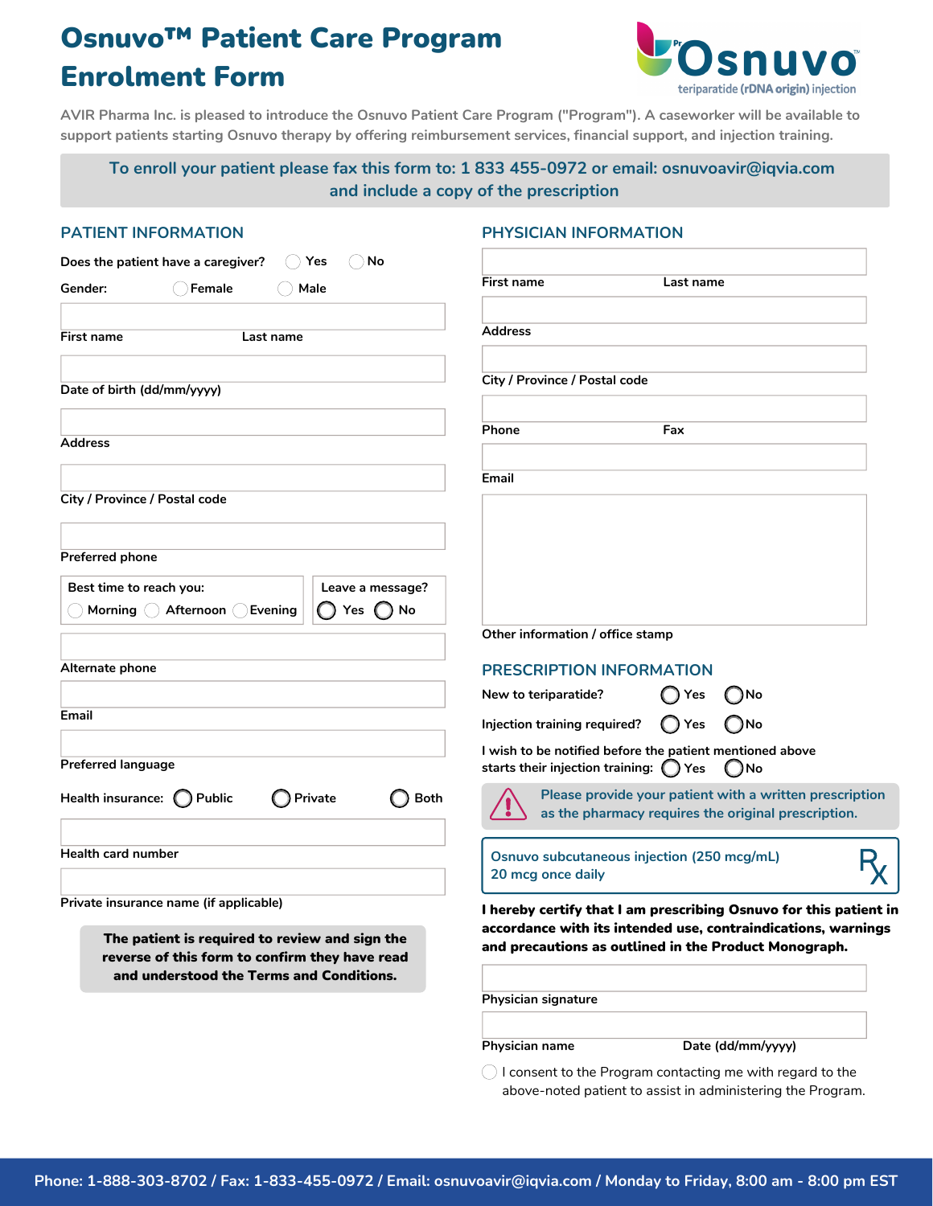# Osnuvo™ Patient Care Program Enrolment Form

Pr Osnuvo™ teriparatide (rDNA origin) injection

AVIR Pharma Inc. is pleased to introduce the Osnuvo Patient Care Program ("Program"). A caseworker will be available to support patients starting Osnuvo therapy by offering reimbursement services, financial support, and injection training.

**To enroll your patient please fax this form to: 1 833 455-0972 or email: osnuvoavir@iqvia.com and include a copy of the prescription**

## PATIENT INFORMATION

Does the patient have a caregiver? ◯ Yes ◯ No

Gender: ◯ Female ◯ Male

First name Last name

Date of birth (dd/mm/yyyy)

Address

City / Province / Postal code

Preferred phone

Best time to reach you: ◯ Morning ◯ Afternoon ◯ Evening

Leave a message? ◯ Yes ◯ No

Alternate phone

Email

Preferred language

Health insurance: ◯ Public ◯ Private ◯ Both

Health card number

Private insurance name (if applicable)

**The patient is required to review and sign the reverse of this form to confirm they have read and understood the Terms and Conditions.**

## PHYSICIAN INFORMATION

First name Last name

Address

City / Province / Postal code

Phone Fax

Email

Other information / office stamp

## PRESCRIPTION INFORMATION

New to teriparatide? ◯ Yes ◯ No

Injection training required? ◯ Yes ◯ No

I wish to be notified before the patient mentioned above starts their injection training: ◯ Yes ◯ No

Please provide your patient with a written prescription as the pharmacy requires the original prescription.

Osnuvo subcutaneous injection (250 mcg/mL)
20 mcg once daily

Rx

**I hereby certify that I am prescribing Osnuvo for this patient in accordance with its intended use, contraindications, warnings and precautions as outlined in the Product Monograph.**

Physician signature

Physician name Date (dd/mm/yyyy)

◯ I consent to the Program contacting me with regard to the above-noted patient to assist in administering the Program.

Phone: 1-888-303-8702 / Fax: 1-833-455-0972 / Email: osnuvoavir@iqvia.com / Monday to Friday, 8:00 am - 8:00 pm EST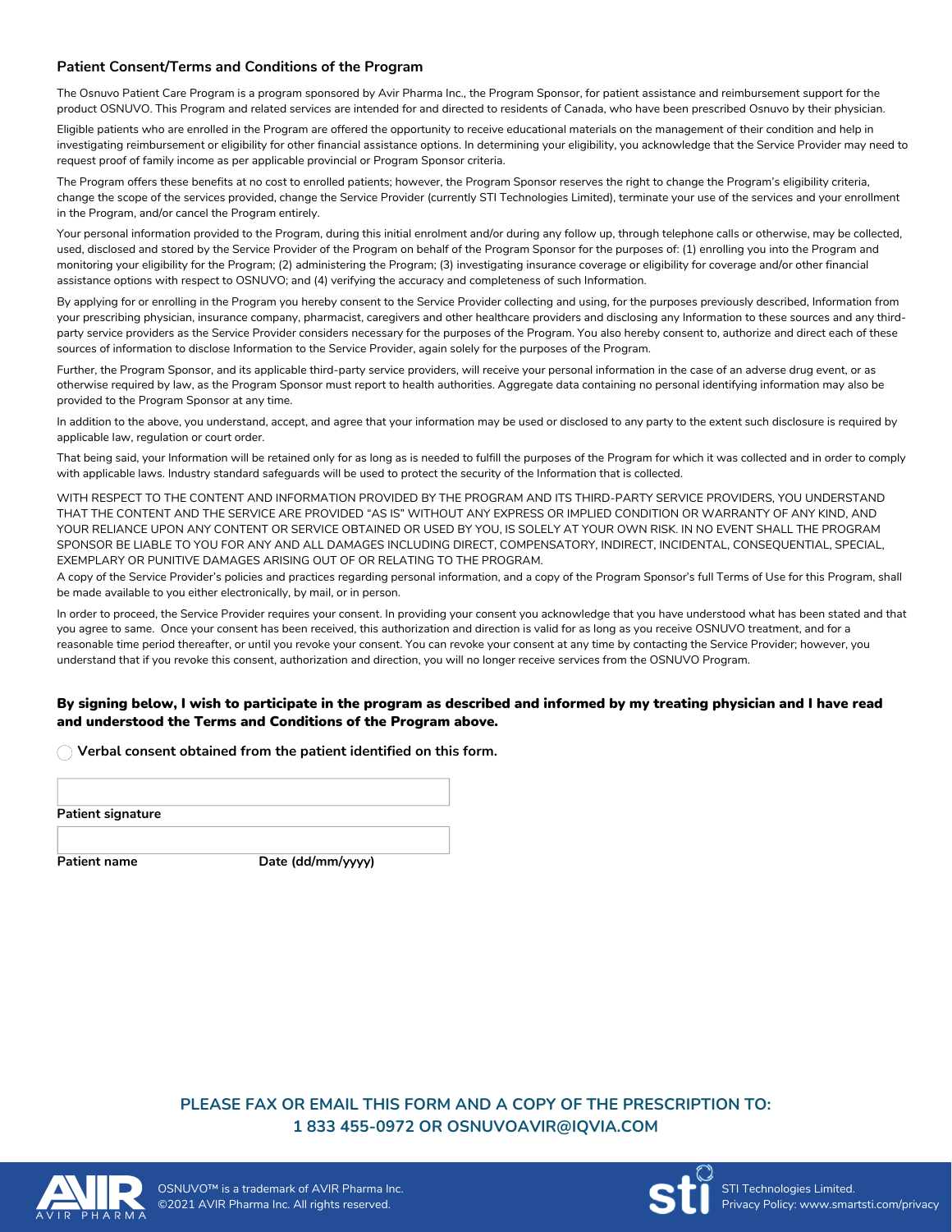### Patient Consent/Terms and Conditions of the Program

The Osnuvo Patient Care Program is a program sponsored by Avir Pharma Inc., the Program Sponsor, for patient assistance and reimbursement support for the product OSNUVO. This Program and related services are intended for and directed to residents of Canada, who have been prescribed Osnuvo by their physician.

Eligible patients who are enrolled in the Program are offered the opportunity to receive educational materials on the management of their condition and help in investigating reimbursement or eligibility for other financial assistance options. In determining your eligibility, you acknowledge that the Service Provider may need to request proof of family income as per applicable provincial or Program Sponsor criteria.

The Program offers these benefits at no cost to enrolled patients; however, the Program Sponsor reserves the right to change the Program's eligibility criteria, change the scope of the services provided, change the Service Provider (currently STI Technologies Limited), terminate your use of the services and your enrollment in the Program, and/or cancel the Program entirely.

Your personal information provided to the Program, during this initial enrolment and/or during any follow up, through telephone calls or otherwise, may be collected, used, disclosed and stored by the Service Provider of the Program on behalf of the Program Sponsor for the purposes of: (1) enrolling you into the Program and monitoring your eligibility for the Program; (2) administering the Program; (3) investigating insurance coverage or eligibility for coverage and/or other financial assistance options with respect to OSNUVO; and (4) verifying the accuracy and completeness of such Information.

By applying for or enrolling in the Program you hereby consent to the Service Provider collecting and using, for the purposes previously described, Information from your prescribing physician, insurance company, pharmacist, caregivers and other healthcare providers and disclosing any Information to these sources and any third-party service providers as the Service Provider considers necessary for the purposes of the Program. You also hereby consent to, authorize and direct each of these sources of information to disclose Information to the Service Provider, again solely for the purposes of the Program.

Further, the Program Sponsor, and its applicable third-party service providers, will receive your personal information in the case of an adverse drug event, or as otherwise required by law, as the Program Sponsor must report to health authorities. Aggregate data containing no personal identifying information may also be provided to the Program Sponsor at any time.

In addition to the above, you understand, accept, and agree that your information may be used or disclosed to any party to the extent such disclosure is required by applicable law, regulation or court order.

That being said, your Information will be retained only for as long as is needed to fulfill the purposes of the Program for which it was collected and in order to comply with applicable laws. Industry standard safeguards will be used to protect the security of the Information that is collected.

WITH RESPECT TO THE CONTENT AND INFORMATION PROVIDED BY THE PROGRAM AND ITS THIRD-PARTY SERVICE PROVIDERS, YOU UNDERSTAND THAT THE CONTENT AND THE SERVICE ARE PROVIDED "AS IS" WITHOUT ANY EXPRESS OR IMPLIED CONDITION OR WARRANTY OF ANY KIND, AND YOUR RELIANCE UPON ANY CONTENT OR SERVICE OBTAINED OR USED BY YOU, IS SOLELY AT YOUR OWN RISK. IN NO EVENT SHALL THE PROGRAM SPONSOR BE LIABLE TO YOU FOR ANY AND ALL DAMAGES INCLUDING DIRECT, COMPENSATORY, INDIRECT, INCIDENTAL, CONSEQUENTIAL, SPECIAL, EXEMPLARY OR PUNITIVE DAMAGES ARISING OUT OF OR RELATING TO THE PROGRAM.

A copy of the Service Provider's policies and practices regarding personal information, and a copy of the Program Sponsor's full Terms of Use for this Program, shall be made available to you either electronically, by mail, or in person.

In order to proceed, the Service Provider requires your consent. In providing your consent you acknowledge that you have understood what has been stated and that you agree to same. Once your consent has been received, this authorization and direction is valid for as long as you receive OSNUVO treatment, and for a reasonable time period thereafter, or until you revoke your consent. You can revoke your consent at any time by contacting the Service Provider; however, you understand that if you revoke this consent, authorization and direction, you will no longer receive services from the OSNUVO Program.

**By signing below, I wish to participate in the program as described and informed by my treating physician and I have read and understood the Terms and Conditions of the Program above.**

☐ **Verbal consent obtained from the patient identified on this form.**

**Patient signature**

**Patient name** **Date (dd/mm/yyyy)**

**PLEASE FAX OR EMAIL THIS FORM AND A COPY OF THE PRESCRIPTION TO: 1 833 455-0972 OR OSNUVOAVIR@IQVIA.COM**

OSNUVO™ is a trademark of AVIR Pharma Inc.
©2021 AVIR Pharma Inc. All rights reserved.

STI Technologies Limited.
Privacy Policy: www.smartsti.com/privacy